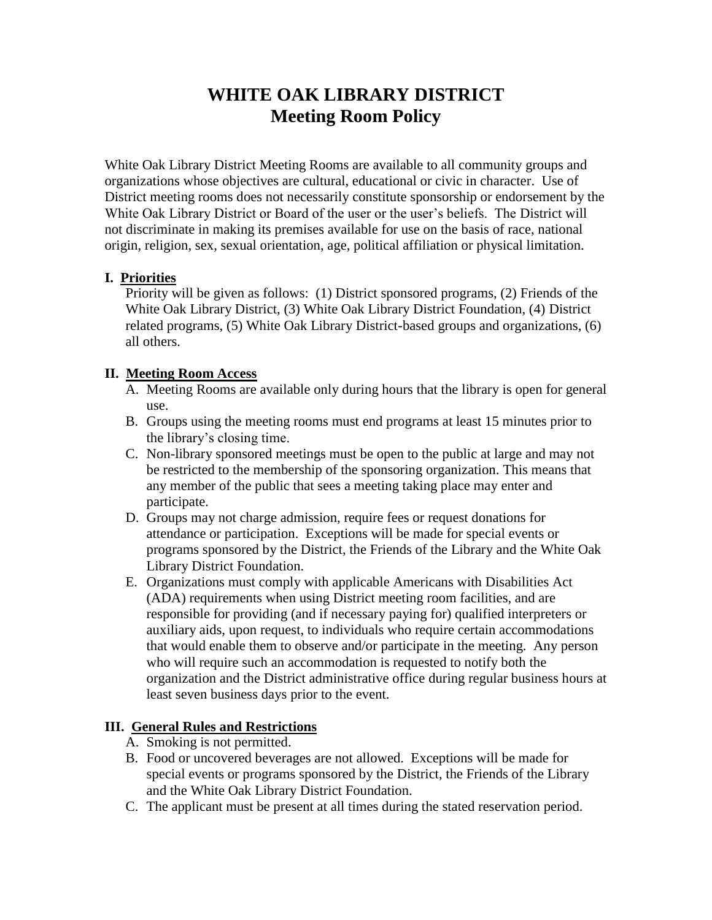# WHITE OAK LIBRARY DISTRICT
## Meeting Room Policy

White Oak Library District Meeting Rooms are available to all community groups and organizations whose objectives are cultural, educational or civic in character. Use of District meeting rooms does not necessarily constitute sponsorship or endorsement by the White Oak Library District or Board of the user or the user's beliefs. The District will not discriminate in making its premises available for use on the basis of race, national origin, religion, sex, sexual orientation, age, political affiliation or physical limitation.

### I. Priorities

Priority will be given as follows: (1) District sponsored programs, (2) Friends of the White Oak Library District, (3) White Oak Library District Foundation, (4) District related programs, (5) White Oak Library District-based groups and organizations, (6) all others.

### II. Meeting Room Access

A. Meeting Rooms are available only during hours that the library is open for general use.

B. Groups using the meeting rooms must end programs at least 15 minutes prior to the library's closing time.

C. Non-library sponsored meetings must be open to the public at large and may not be restricted to the membership of the sponsoring organization. This means that any member of the public that sees a meeting taking place may enter and participate.

D. Groups may not charge admission, require fees or request donations for attendance or participation. Exceptions will be made for special events or programs sponsored by the District, the Friends of the Library and the White Oak Library District Foundation.

E. Organizations must comply with applicable Americans with Disabilities Act (ADA) requirements when using District meeting room facilities, and are responsible for providing (and if necessary paying for) qualified interpreters or auxiliary aids, upon request, to individuals who require certain accommodations that would enable them to observe and/or participate in the meeting. Any person who will require such an accommodation is requested to notify both the organization and the District administrative office during regular business hours at least seven business days prior to the event.

### III. General Rules and Restrictions

A. Smoking is not permitted.

B. Food or uncovered beverages are not allowed. Exceptions will be made for special events or programs sponsored by the District, the Friends of the Library and the White Oak Library District Foundation.

C. The applicant must be present at all times during the stated reservation period.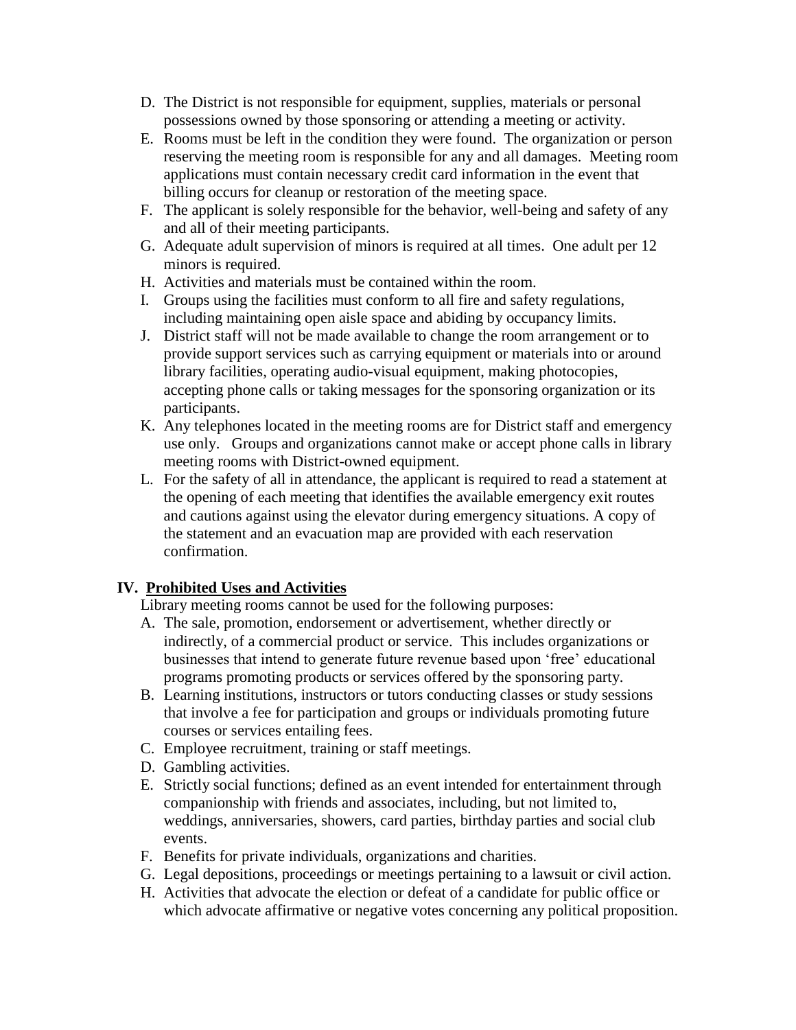D. The District is not responsible for equipment, supplies, materials or personal possessions owned by those sponsoring or attending a meeting or activity.

E. Rooms must be left in the condition they were found. The organization or person reserving the meeting room is responsible for any and all damages. Meeting room applications must contain necessary credit card information in the event that billing occurs for cleanup or restoration of the meeting space.

F. The applicant is solely responsible for the behavior, well-being and safety of any and all of their meeting participants.

G. Adequate adult supervision of minors is required at all times. One adult per 12 minors is required.

H. Activities and materials must be contained within the room.

I. Groups using the facilities must conform to all fire and safety regulations, including maintaining open aisle space and abiding by occupancy limits.

J. District staff will not be made available to change the room arrangement or to provide support services such as carrying equipment or materials into or around library facilities, operating audio-visual equipment, making photocopies, accepting phone calls or taking messages for the sponsoring organization or its participants.

K. Any telephones located in the meeting rooms are for District staff and emergency use only. Groups and organizations cannot make or accept phone calls in library meeting rooms with District-owned equipment.

L. For the safety of all in attendance, the applicant is required to read a statement at the opening of each meeting that identifies the available emergency exit routes and cautions against using the elevator during emergency situations. A copy of the statement and an evacuation map are provided with each reservation confirmation.

## IV. <u>Prohibited Uses and Activities</u>

Library meeting rooms cannot be used for the following purposes:

A. The sale, promotion, endorsement or advertisement, whether directly or indirectly, of a commercial product or service. This includes organizations or businesses that intend to generate future revenue based upon 'free' educational programs promoting products or services offered by the sponsoring party.

B. Learning institutions, instructors or tutors conducting classes or study sessions that involve a fee for participation and groups or individuals promoting future courses or services entailing fees.

C. Employee recruitment, training or staff meetings.

D. Gambling activities.

E. Strictly social functions; defined as an event intended for entertainment through companionship with friends and associates, including, but not limited to, weddings, anniversaries, showers, card parties, birthday parties and social club events.

F. Benefits for private individuals, organizations and charities.

G. Legal depositions, proceedings or meetings pertaining to a lawsuit or civil action.

H. Activities that advocate the election or defeat of a candidate for public office or which advocate affirmative or negative votes concerning any political proposition.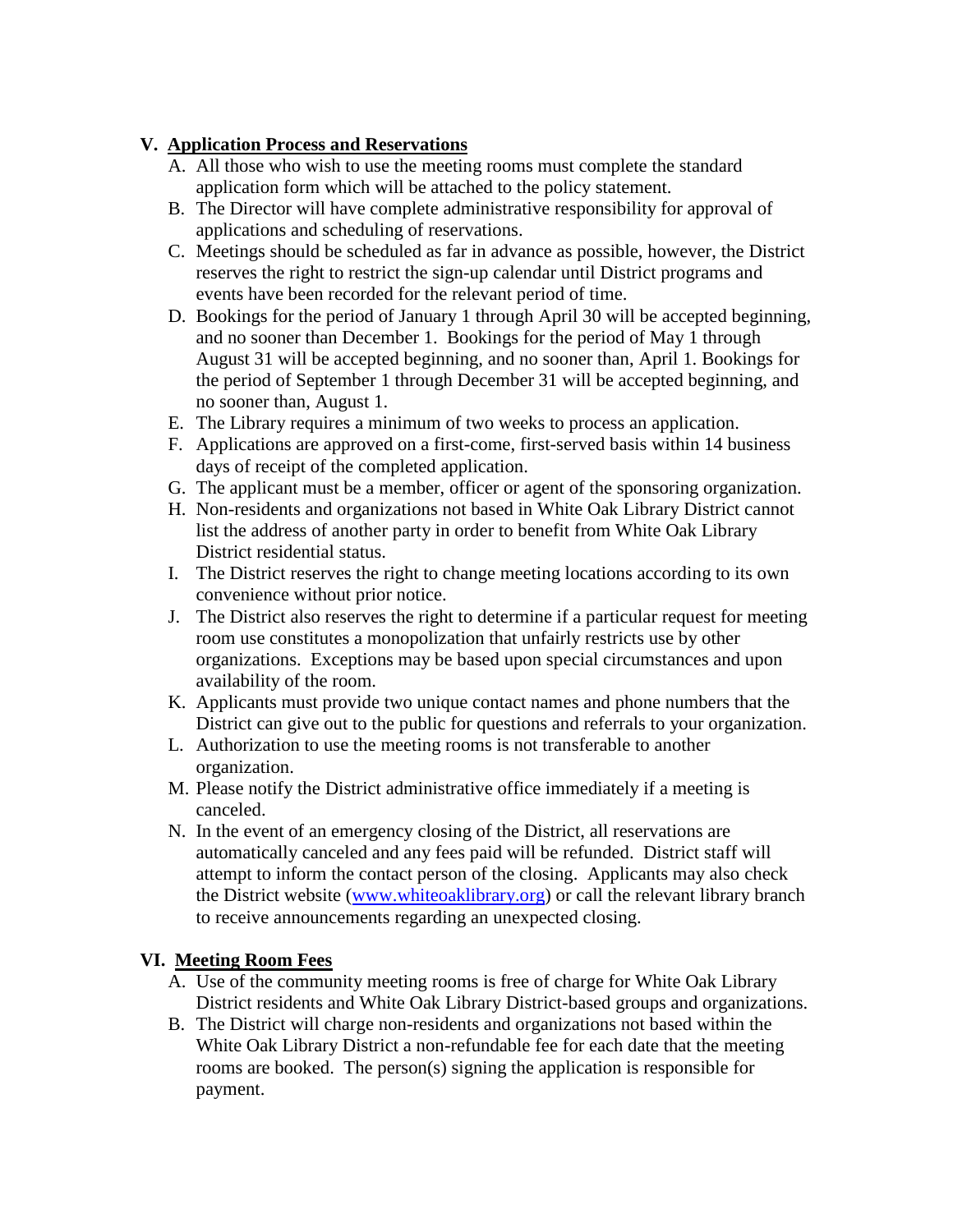## V. Application Process and Reservations

A. All those who wish to use the meeting rooms must complete the standard application form which will be attached to the policy statement.
B. The Director will have complete administrative responsibility for approval of applications and scheduling of reservations.
C. Meetings should be scheduled as far in advance as possible, however, the District reserves the right to restrict the sign-up calendar until District programs and events have been recorded for the relevant period of time.
D. Bookings for the period of January 1 through April 30 will be accepted beginning, and no sooner than December 1. Bookings for the period of May 1 through August 31 will be accepted beginning, and no sooner than, April 1. Bookings for the period of September 1 through December 31 will be accepted beginning, and no sooner than, August 1.
E. The Library requires a minimum of two weeks to process an application.
F. Applications are approved on a first-come, first-served basis within 14 business days of receipt of the completed application.
G. The applicant must be a member, officer or agent of the sponsoring organization.
H. Non-residents and organizations not based in White Oak Library District cannot list the address of another party in order to benefit from White Oak Library District residential status.
I. The District reserves the right to change meeting locations according to its own convenience without prior notice.
J. The District also reserves the right to determine if a particular request for meeting room use constitutes a monopolization that unfairly restricts use by other organizations. Exceptions may be based upon special circumstances and upon availability of the room.
K. Applicants must provide two unique contact names and phone numbers that the District can give out to the public for questions and referrals to your organization.
L. Authorization to use the meeting rooms is not transferable to another organization.
M. Please notify the District administrative office immediately if a meeting is canceled.
N. In the event of an emergency closing of the District, all reservations are automatically canceled and any fees paid will be refunded. District staff will attempt to inform the contact person of the closing. Applicants may also check the District website (www.whiteoaklibrary.org) or call the relevant library branch to receive announcements regarding an unexpected closing.

## VI. Meeting Room Fees

A. Use of the community meeting rooms is free of charge for White Oak Library District residents and White Oak Library District-based groups and organizations.
B. The District will charge non-residents and organizations not based within the White Oak Library District a non-refundable fee for each date that the meeting rooms are booked. The person(s) signing the application is responsible for payment.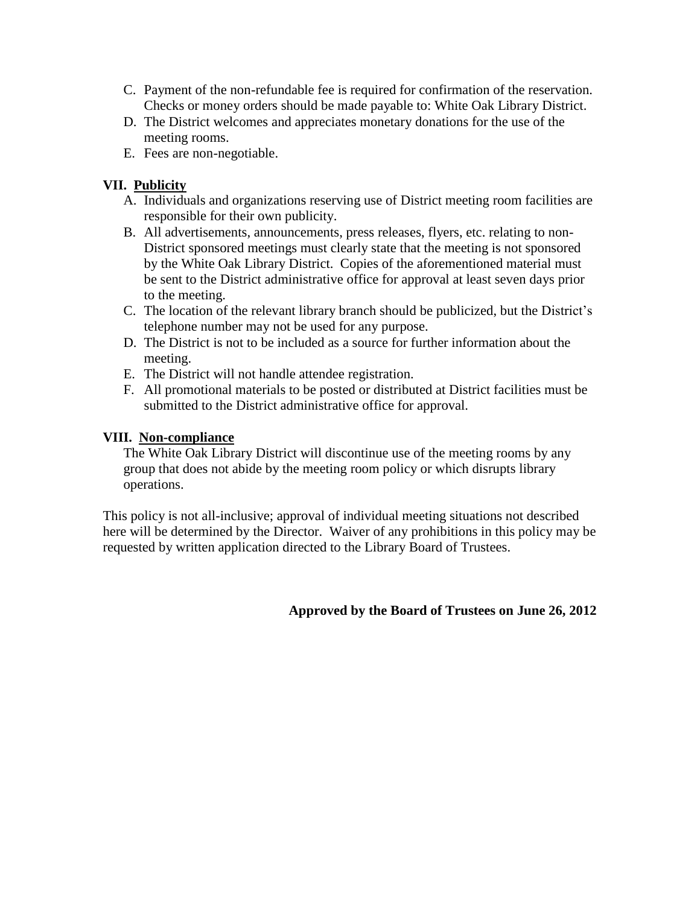C. Payment of the non-refundable fee is required for confirmation of the reservation. Checks or money orders should be made payable to: White Oak Library District.
D. The District welcomes and appreciates monetary donations for the use of the meeting rooms.
E. Fees are non-negotiable.

### VII. Publicity

A. Individuals and organizations reserving use of District meeting room facilities are responsible for their own publicity.
B. All advertisements, announcements, press releases, flyers, etc. relating to non-District sponsored meetings must clearly state that the meeting is not sponsored by the White Oak Library District. Copies of the aforementioned material must be sent to the District administrative office for approval at least seven days prior to the meeting.
C. The location of the relevant library branch should be publicized, but the District's telephone number may not be used for any purpose.
D. The District is not to be included as a source for further information about the meeting.
E. The District will not handle attendee registration.
F. All promotional materials to be posted or distributed at District facilities must be submitted to the District administrative office for approval.

### VIII. Non-compliance

The White Oak Library District will discontinue use of the meeting rooms by any group that does not abide by the meeting room policy or which disrupts library operations.

This policy is not all-inclusive; approval of individual meeting situations not described here will be determined by the Director. Waiver of any prohibitions in this policy may be requested by written application directed to the Library Board of Trustees.

**Approved by the Board of Trustees on June 26, 2012**